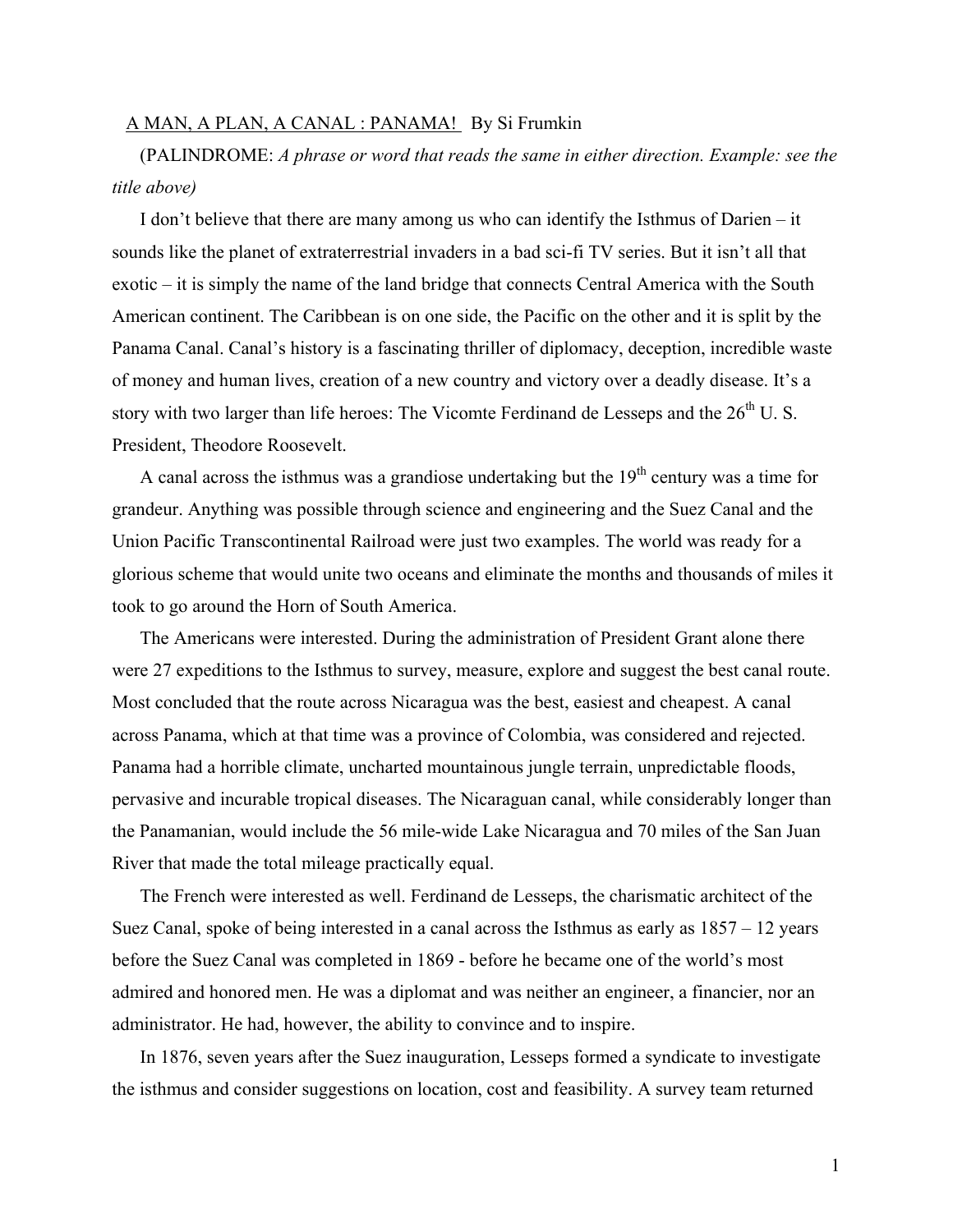<u>A MAN, A PLAN, A CANAL : PANAMA!</u> By Si Frumkin

(PALINDROME: *A phrase or word that reads the same in either direction. Example: see the title above)*

I don't believe that there are many among us who can identify the Isthmus of Darien – it sounds like the planet of extraterrestrial invaders in a bad sci-fi TV series. But it isn't all that exotic – it is simply the name of the land bridge that connects Central America with the South American continent. The Caribbean is on one side, the Pacific on the other and it is split by the Panama Canal. Canal's history is a fascinating thriller of diplomacy, deception, incredible waste of money and human lives, creation of a new country and victory over a deadly disease. It's a story with two larger than life heroes: The Vicomte Ferdinand de Lesseps and the 26th U. S. President, Theodore Roosevelt.

A canal across the isthmus was a grandiose undertaking but the 19th century was a time for grandeur. Anything was possible through science and engineering and the Suez Canal and the Union Pacific Transcontinental Railroad were just two examples. The world was ready for a glorious scheme that would unite two oceans and eliminate the months and thousands of miles it took to go around the Horn of South America.

The Americans were interested. During the administration of President Grant alone there were 27 expeditions to the Isthmus to survey, measure, explore and suggest the best canal route. Most concluded that the route across Nicaragua was the best, easiest and cheapest. A canal across Panama, which at that time was a province of Colombia, was considered and rejected. Panama had a horrible climate, uncharted mountainous jungle terrain, unpredictable floods, pervasive and incurable tropical diseases. The Nicaraguan canal, while considerably longer than the Panamanian, would include the 56 mile-wide Lake Nicaragua and 70 miles of the San Juan River that made the total mileage practically equal.

The French were interested as well. Ferdinand de Lesseps, the charismatic architect of the Suez Canal, spoke of being interested in a canal across the Isthmus as early as 1857 – 12 years before the Suez Canal was completed in 1869 - before he became one of the world's most admired and honored men. He was a diplomat and was neither an engineer, a financier, nor an administrator. He had, however, the ability to convince and to inspire.

In 1876, seven years after the Suez inauguration, Lesseps formed a syndicate to investigate the isthmus and consider suggestions on location, cost and feasibility. A survey team returned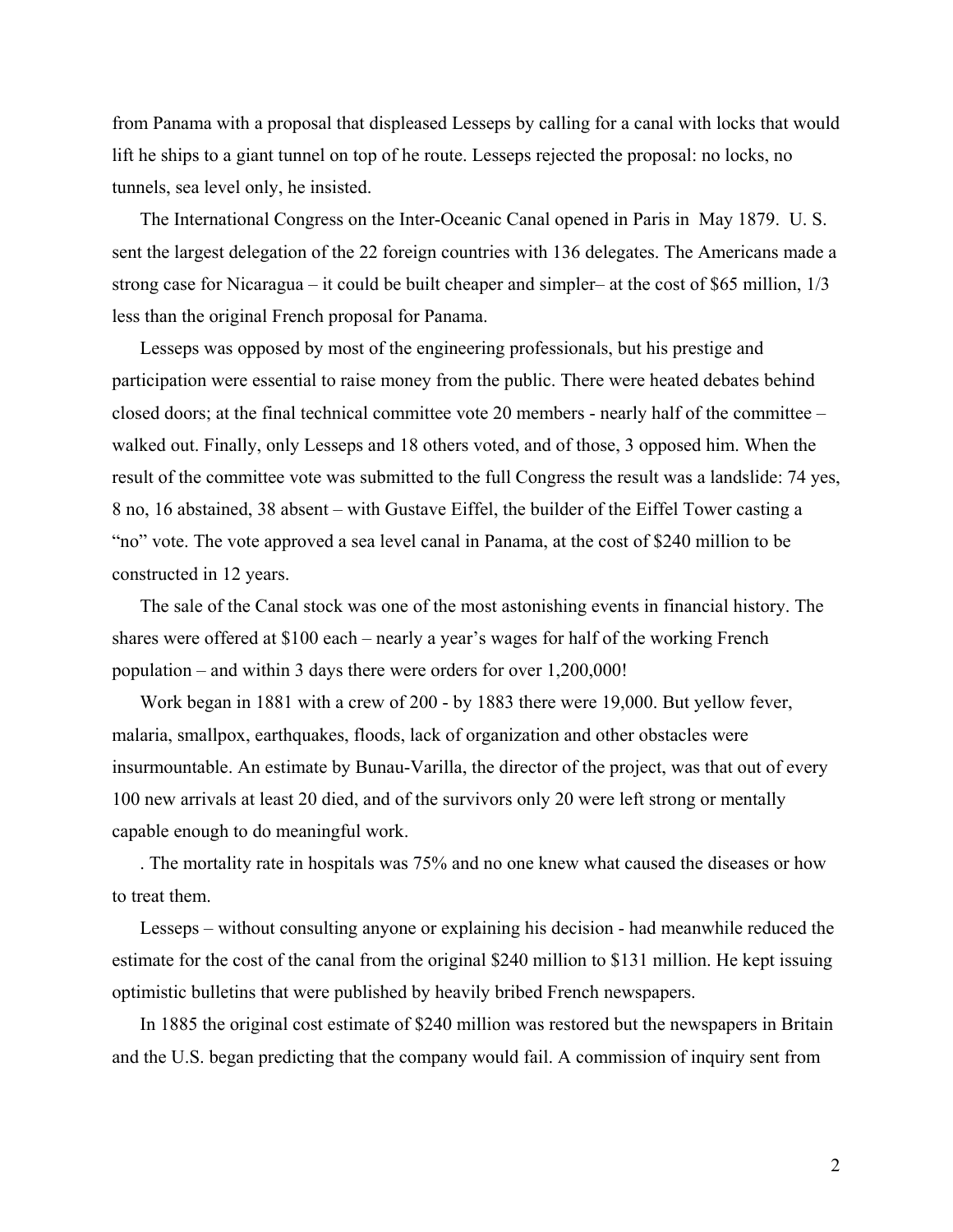from Panama with a proposal that displeased Lesseps by calling for a canal with locks that would lift he ships to a giant tunnel on top of he route. Lesseps rejected the proposal: no locks, no tunnels, sea level only, he insisted.

The International Congress on the Inter-Oceanic Canal opened in Paris in May 1879. U. S. sent the largest delegation of the 22 foreign countries with 136 delegates. The Americans made a strong case for Nicaragua – it could be built cheaper and simpler– at the cost of $65 million, 1/3 less than the original French proposal for Panama.

Lesseps was opposed by most of the engineering professionals, but his prestige and participation were essential to raise money from the public. There were heated debates behind closed doors; at the final technical committee vote 20 members - nearly half of the committee – walked out. Finally, only Lesseps and 18 others voted, and of those, 3 opposed him. When the result of the committee vote was submitted to the full Congress the result was a landslide: 74 yes, 8 no, 16 abstained, 38 absent – with Gustave Eiffel, the builder of the Eiffel Tower casting a "no" vote. The vote approved a sea level canal in Panama, at the cost of $240 million to be constructed in 12 years.

The sale of the Canal stock was one of the most astonishing events in financial history. The shares were offered at $100 each – nearly a year's wages for half of the working French population – and within 3 days there were orders for over 1,200,000!

Work began in 1881 with a crew of 200 - by 1883 there were 19,000. But yellow fever, malaria, smallpox, earthquakes, floods, lack of organization and other obstacles were insurmountable. An estimate by Bunau-Varilla, the director of the project, was that out of every 100 new arrivals at least 20 died, and of the survivors only 20 were left strong or mentally capable enough to do meaningful work.

. The mortality rate in hospitals was 75% and no one knew what caused the diseases or how to treat them.

Lesseps – without consulting anyone or explaining his decision - had meanwhile reduced the estimate for the cost of the canal from the original $240 million to $131 million. He kept issuing optimistic bulletins that were published by heavily bribed French newspapers.

In 1885 the original cost estimate of $240 million was restored but the newspapers in Britain and the U.S. began predicting that the company would fail. A commission of inquiry sent from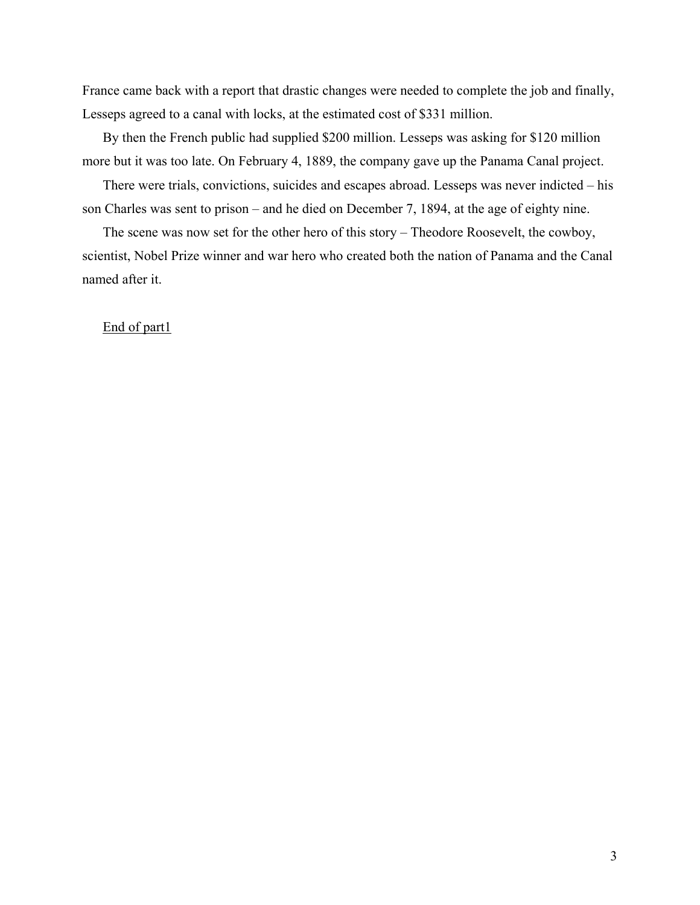France came back with a report that drastic changes were needed to complete the job and finally, Lesseps agreed to a canal with locks, at the estimated cost of $331 million.

By then the French public had supplied $200 million. Lesseps was asking for $120 million more but it was too late. On February 4, 1889, the company gave up the Panama Canal project.

There were trials, convictions, suicides and escapes abroad. Lesseps was never indicted – his son Charles was sent to prison – and he died on December 7, 1894, at the age of eighty nine.

The scene was now set for the other hero of this story – Theodore Roosevelt, the cowboy, scientist, Nobel Prize winner and war hero who created both the nation of Panama and the Canal named after it.

End of part1